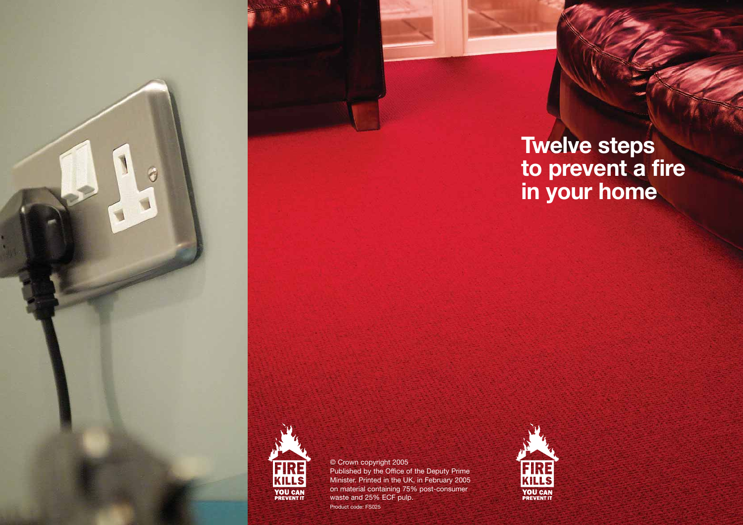# Twelve steps to prevent a fire in your home

FIRE KILLS
YOU CAN PREVENT IT

© Crown copyright 2005
Published by the Office of the Deputy Prime Minister. Printed in the UK, in February 2005 on material containing 75% post-consumer waste and 25% ECF pulp.
Product code: FS025

FIRE KILLS
YOU CAN PREVENT IT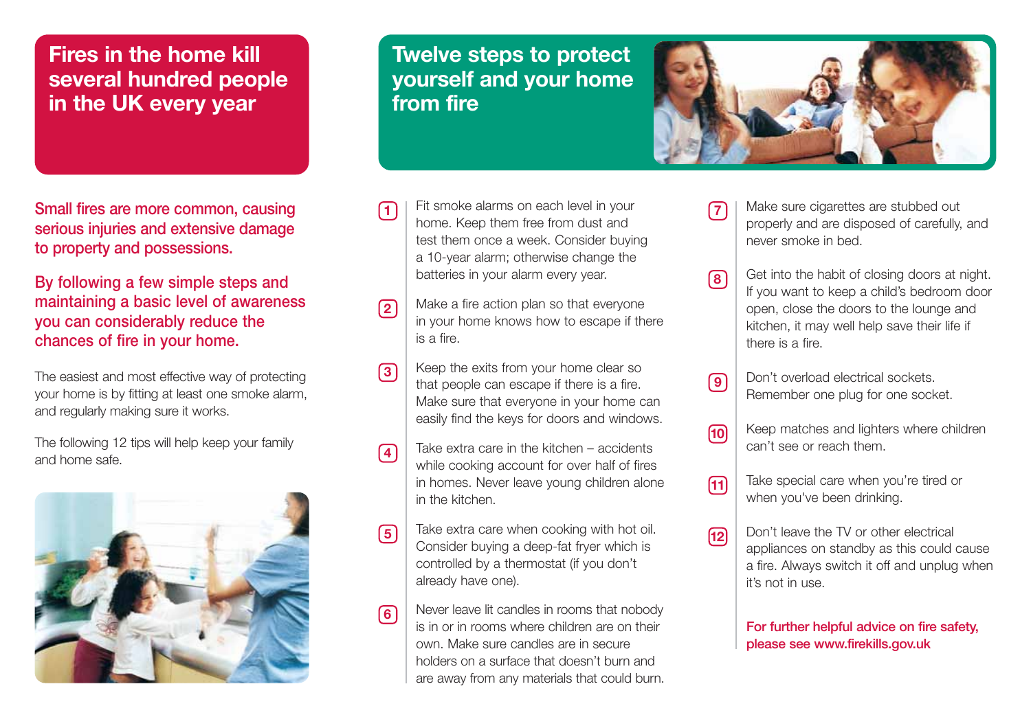# Fires in the home kill several hundred people in the UK every year

**Small fires are more common, causing serious injuries and extensive damage to property and possessions.**

**By following a few simple steps and maintaining a basic level of awareness you can considerably reduce the chances of fire in your home.**

The easiest and most effective way of protecting your home is by fitting at least one smoke alarm, and regularly making sure it works.

The following 12 tips will help keep your family and home safe.

# Twelve steps to protect yourself and your home from fire

1. Fit smoke alarms on each level in your home. Keep them free from dust and test them once a week. Consider buying a 10-year alarm; otherwise change the batteries in your alarm every year.
2. Make a fire action plan so that everyone in your home knows how to escape if there is a fire.
3. Keep the exits from your home clear so that people can escape if there is a fire. Make sure that everyone in your home can easily find the keys for doors and windows.
4. Take extra care in the kitchen – accidents while cooking account for over half of fires in homes. Never leave young children alone in the kitchen.
5. Take extra care when cooking with hot oil. Consider buying a deep-fat fryer which is controlled by a thermostat (if you don't already have one).
6. Never leave lit candles in rooms that nobody is in or in rooms where children are on their own. Make sure candles are in secure holders on a surface that doesn't burn and are away from any materials that could burn.
7. Make sure cigarettes are stubbed out properly and are disposed of carefully, and never smoke in bed.
8. Get into the habit of closing doors at night. If you want to keep a child's bedroom door open, close the doors to the lounge and kitchen, it may well help save their life if there is a fire.
9. Don't overload electrical sockets. Remember one plug for one socket.
10. Keep matches and lighters where children can't see or reach them.
11. Take special care when you're tired or when you've been drinking.
12. Don't leave the TV or other electrical appliances on standby as this could cause a fire. Always switch it off and unplug when it's not in use.

**For further helpful advice on fire safety, please see www.firekills.gov.uk**